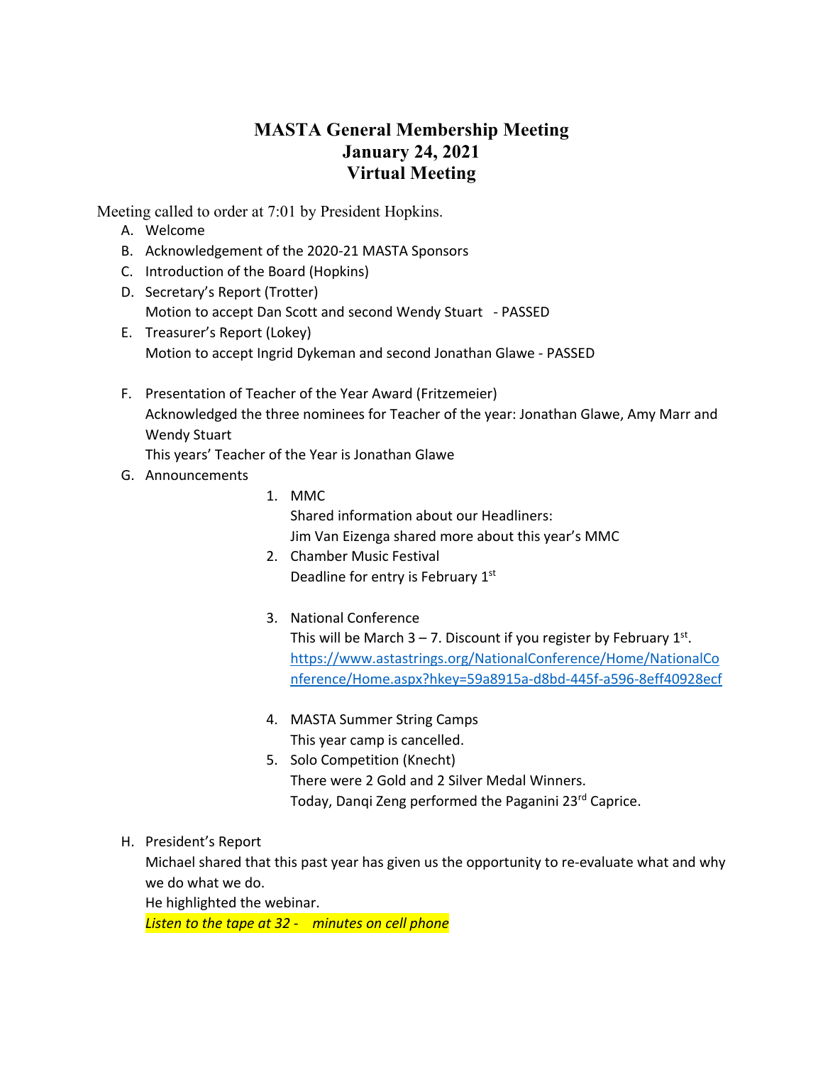# MASTA General Membership Meeting
# January 24, 2021
# Virtual Meeting

Meeting called to order at 7:01 by President Hopkins.

A. Welcome
B. Acknowledgement of the 2020-21 MASTA Sponsors
C. Introduction of the Board (Hopkins)
D. Secretary's Report (Trotter)
   Motion to accept Dan Scott and second Wendy Stuart - PASSED
E. Treasurer's Report (Lokey)
   Motion to accept Ingrid Dykeman and second Jonathan Glawe - PASSED

F. Presentation of Teacher of the Year Award (Fritzemeier)
   Acknowledged the three nominees for Teacher of the year: Jonathan Glawe, Amy Marr and Wendy Stuart
   This years' Teacher of the Year is Jonathan Glawe
G. Announcements
   1. MMC
      Shared information about our Headliners:
      Jim Van Eizenga shared more about this year's MMC
   2. Chamber Music Festival
      Deadline for entry is February 1st

   3. National Conference
      This will be March 3 – 7. Discount if you register by February 1st.
      https://www.astastrings.org/NationalConference/Home/NationalConference/Home.aspx?hkey=59a8915a-d8bd-445f-a596-8eff40928ecf

   4. MASTA Summer String Camps
      This year camp is cancelled.
   5. Solo Competition (Knecht)
      There were 2 Gold and 2 Silver Medal Winners.
      Today, Danqi Zeng performed the Paganini 23rd Caprice.

H. President's Report
   Michael shared that this past year has given us the opportunity to re-evaluate what and why we do what we do.
   He highlighted the webinar.
   *Listen to the tape at 32 -    minutes on cell phone*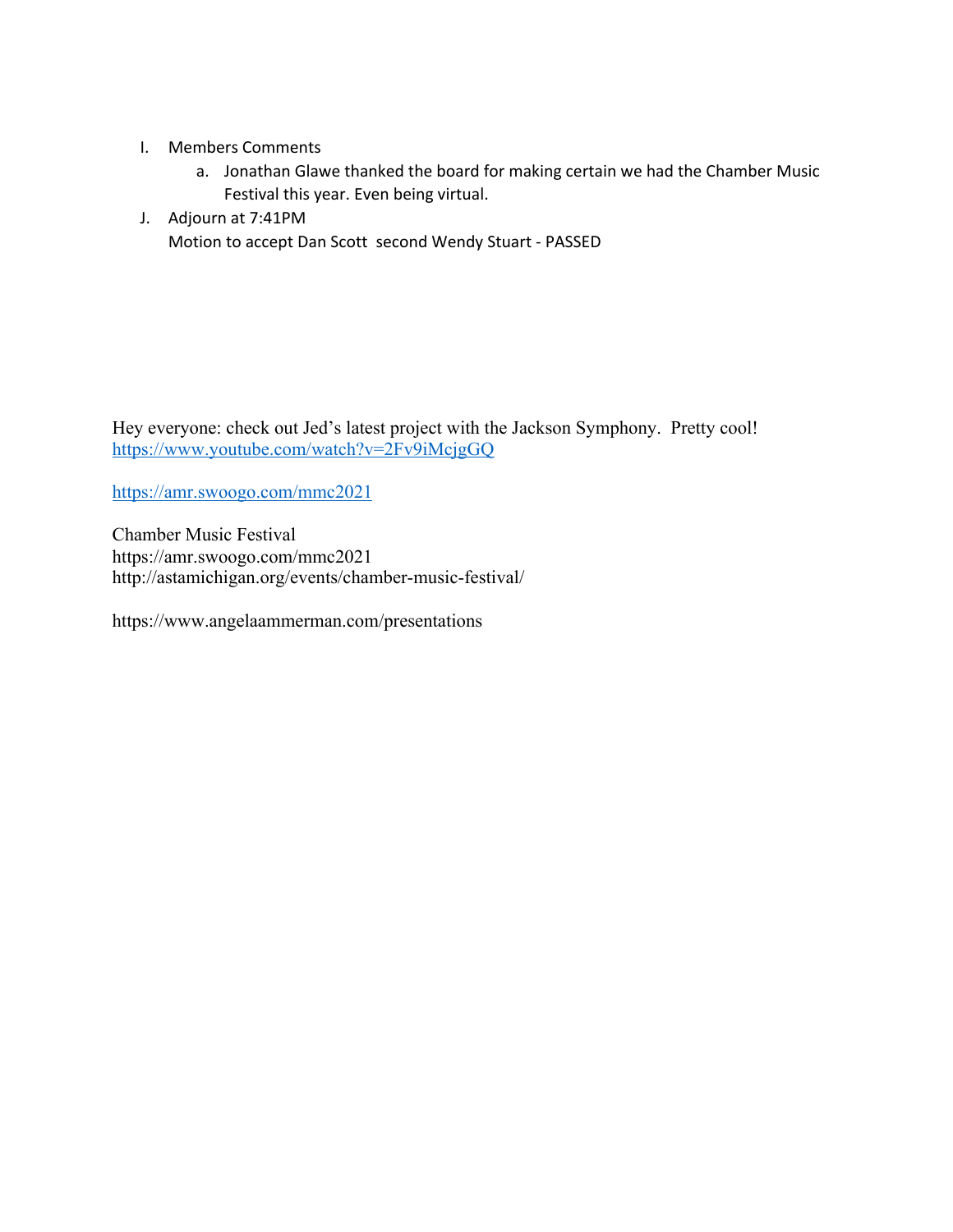I. Members Comments
   a. Jonathan Glawe thanked the board for making certain we had the Chamber Music Festival this year. Even being virtual.
J. Adjourn at 7:41PM
   Motion to accept Dan Scott second Wendy Stuart - PASSED

Hey everyone: check out Jed's latest project with the Jackson Symphony. Pretty cool!
https://www.youtube.com/watch?v=2Fv9iMcjgGQ

https://amr.swoogo.com/mmc2021

Chamber Music Festival
https://amr.swoogo.com/mmc2021
http://astamichigan.org/events/chamber-music-festival/

https://www.angelaammerman.com/presentations